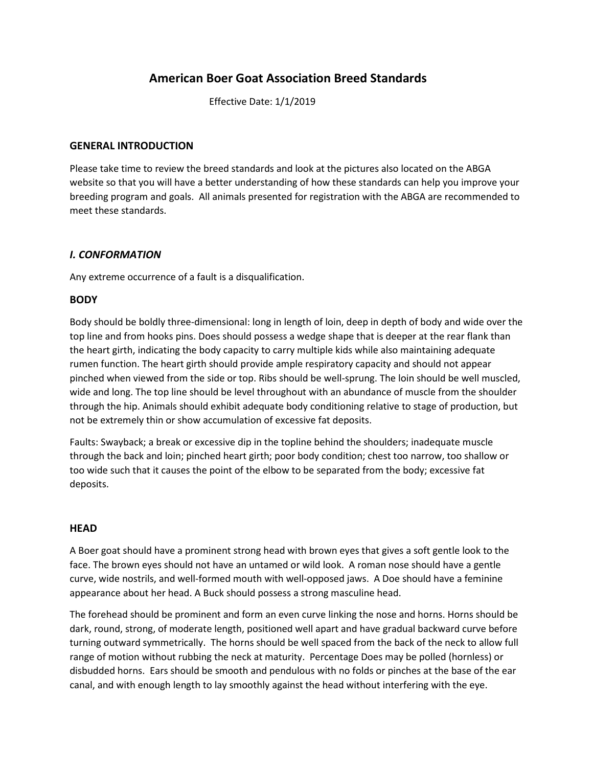# American Boer Goat Association Breed Standards

Effective Date: 1/1/2019

## GENERAL INTRODUCTION

Please take time to review the breed standards and look at the pictures also located on the ABGA website so that you will have a better understanding of how these standards can help you improve your breeding program and goals. All animals presented for registration with the ABGA are recommended to meet these standards.

## *I. CONFORMATION*

Any extreme occurrence of a fault is a disqualification.

### BODY

Body should be boldly three-dimensional: long in length of loin, deep in depth of body and wide over the top line and from hooks pins. Does should possess a wedge shape that is deeper at the rear flank than the heart girth, indicating the body capacity to carry multiple kids while also maintaining adequate rumen function. The heart girth should provide ample respiratory capacity and should not appear pinched when viewed from the side or top. Ribs should be well-sprung. The loin should be well muscled, wide and long. The top line should be level throughout with an abundance of muscle from the shoulder through the hip. Animals should exhibit adequate body conditioning relative to stage of production, but not be extremely thin or show accumulation of excessive fat deposits.

Faults: Swayback; a break or excessive dip in the topline behind the shoulders; inadequate muscle through the back and loin; pinched heart girth; poor body condition; chest too narrow, too shallow or too wide such that it causes the point of the elbow to be separated from the body; excessive fat deposits.

### HEAD

A Boer goat should have a prominent strong head with brown eyes that gives a soft gentle look to the face. The brown eyes should not have an untamed or wild look. A roman nose should have a gentle curve, wide nostrils, and well-formed mouth with well-opposed jaws. A Doe should have a feminine appearance about her head. A Buck should possess a strong masculine head.

The forehead should be prominent and form an even curve linking the nose and horns. Horns should be dark, round, strong, of moderate length, positioned well apart and have gradual backward curve before turning outward symmetrically. The horns should be well spaced from the back of the neck to allow full range of motion without rubbing the neck at maturity. Percentage Does may be polled (hornless) or disbudded horns. Ears should be smooth and pendulous with no folds or pinches at the base of the ear canal, and with enough length to lay smoothly against the head without interfering with the eye.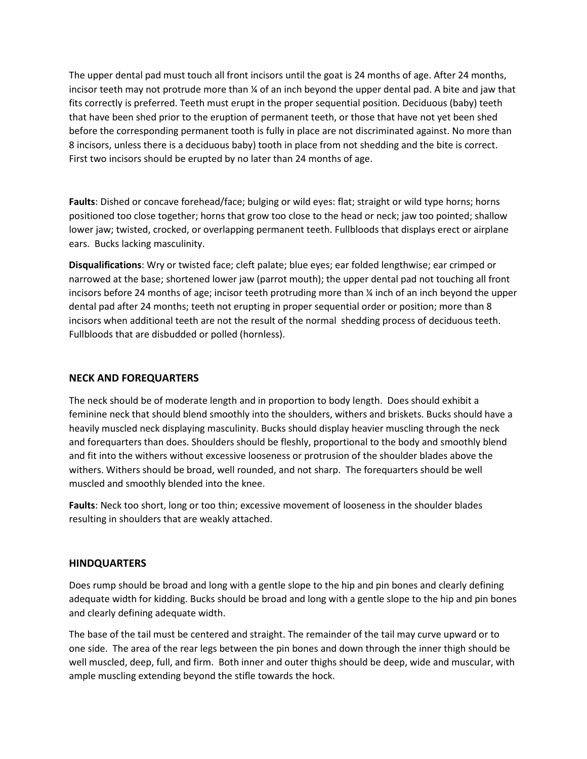The upper dental pad must touch all front incisors until the goat is 24 months of age. After 24 months, incisor teeth may not protrude more than ¼ of an inch beyond the upper dental pad. A bite and jaw that fits correctly is preferred. Teeth must erupt in the proper sequential position. Deciduous (baby) teeth that have been shed prior to the eruption of permanent teeth, or those that have not yet been shed before the corresponding permanent tooth is fully in place are not discriminated against. No more than 8 incisors, unless there is a deciduous baby) tooth in place from not shedding and the bite is correct. First two incisors should be erupted by no later than 24 months of age.

**Faults**: Dished or concave forehead/face; bulging or wild eyes: flat; straight or wild type horns; horns positioned too close together; horns that grow too close to the head or neck; jaw too pointed; shallow lower jaw; twisted, crocked, or overlapping permanent teeth. Fullbloods that displays erect or airplane ears. Bucks lacking masculinity.

**Disqualifications**: Wry or twisted face; cleft palate; blue eyes; ear folded lengthwise; ear crimped or narrowed at the base; shortened lower jaw (parrot mouth); the upper dental pad not touching all front incisors before 24 months of age; incisor teeth protruding more than ¼ inch of an inch beyond the upper dental pad after 24 months; teeth not erupting in proper sequential order or position; more than 8 incisors when additional teeth are not the result of the normal shedding process of deciduous teeth. Fullbloods that are disbudded or polled (hornless).

## NECK AND FOREQUARTERS

The neck should be of moderate length and in proportion to body length. Does should exhibit a feminine neck that should blend smoothly into the shoulders, withers and briskets. Bucks should have a heavily muscled neck displaying masculinity. Bucks should display heavier muscling through the neck and forequarters than does. Shoulders should be fleshly, proportional to the body and smoothly blend and fit into the withers without excessive looseness or protrusion of the shoulder blades above the withers. Withers should be broad, well rounded, and not sharp. The forequarters should be well muscled and smoothly blended into the knee.

**Faults**: Neck too short, long or too thin; excessive movement of looseness in the shoulder blades resulting in shoulders that are weakly attached.

## HINDQUARTERS

Does rump should be broad and long with a gentle slope to the hip and pin bones and clearly defining adequate width for kidding. Bucks should be broad and long with a gentle slope to the hip and pin bones and clearly defining adequate width.

The base of the tail must be centered and straight. The remainder of the tail may curve upward or to one side. The area of the rear legs between the pin bones and down through the inner thigh should be well muscled, deep, full, and firm. Both inner and outer thighs should be deep, wide and muscular, with ample muscling extending beyond the stifle towards the hock.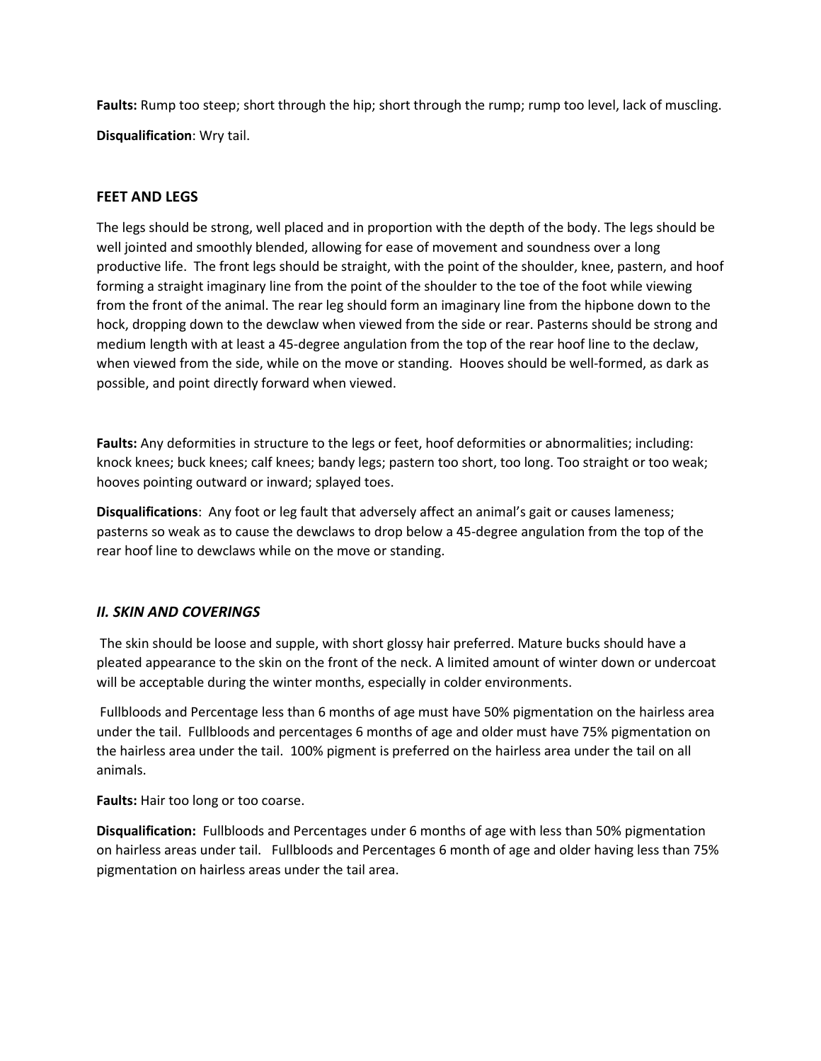**Faults:** Rump too steep; short through the hip; short through the rump; rump too level, lack of muscling.

**Disqualification**: Wry tail.

### FEET AND LEGS

The legs should be strong, well placed and in proportion with the depth of the body. The legs should be well jointed and smoothly blended, allowing for ease of movement and soundness over a long productive life. The front legs should be straight, with the point of the shoulder, knee, pastern, and hoof forming a straight imaginary line from the point of the shoulder to the toe of the foot while viewing from the front of the animal. The rear leg should form an imaginary line from the hipbone down to the hock, dropping down to the dewclaw when viewed from the side or rear. Pasterns should be strong and medium length with at least a 45-degree angulation from the top of the rear hoof line to the declaw, when viewed from the side, while on the move or standing. Hooves should be well-formed, as dark as possible, and point directly forward when viewed.

**Faults:** Any deformities in structure to the legs or feet, hoof deformities or abnormalities; including: knock knees; buck knees; calf knees; bandy legs; pastern too short, too long. Too straight or too weak; hooves pointing outward or inward; splayed toes.

**Disqualifications**: Any foot or leg fault that adversely affect an animal's gait or causes lameness; pasterns so weak as to cause the dewclaws to drop below a 45-degree angulation from the top of the rear hoof line to dewclaws while on the move or standing.

## *II. SKIN AND COVERINGS*

The skin should be loose and supple, with short glossy hair preferred. Mature bucks should have a pleated appearance to the skin on the front of the neck. A limited amount of winter down or undercoat will be acceptable during the winter months, especially in colder environments.

Fullbloods and Percentage less than 6 months of age must have 50% pigmentation on the hairless area under the tail. Fullbloods and percentages 6 months of age and older must have 75% pigmentation on the hairless area under the tail. 100% pigment is preferred on the hairless area under the tail on all animals.

**Faults:** Hair too long or too coarse.

**Disqualification:** Fullbloods and Percentages under 6 months of age with less than 50% pigmentation on hairless areas under tail. Fullbloods and Percentages 6 month of age and older having less than 75% pigmentation on hairless areas under the tail area.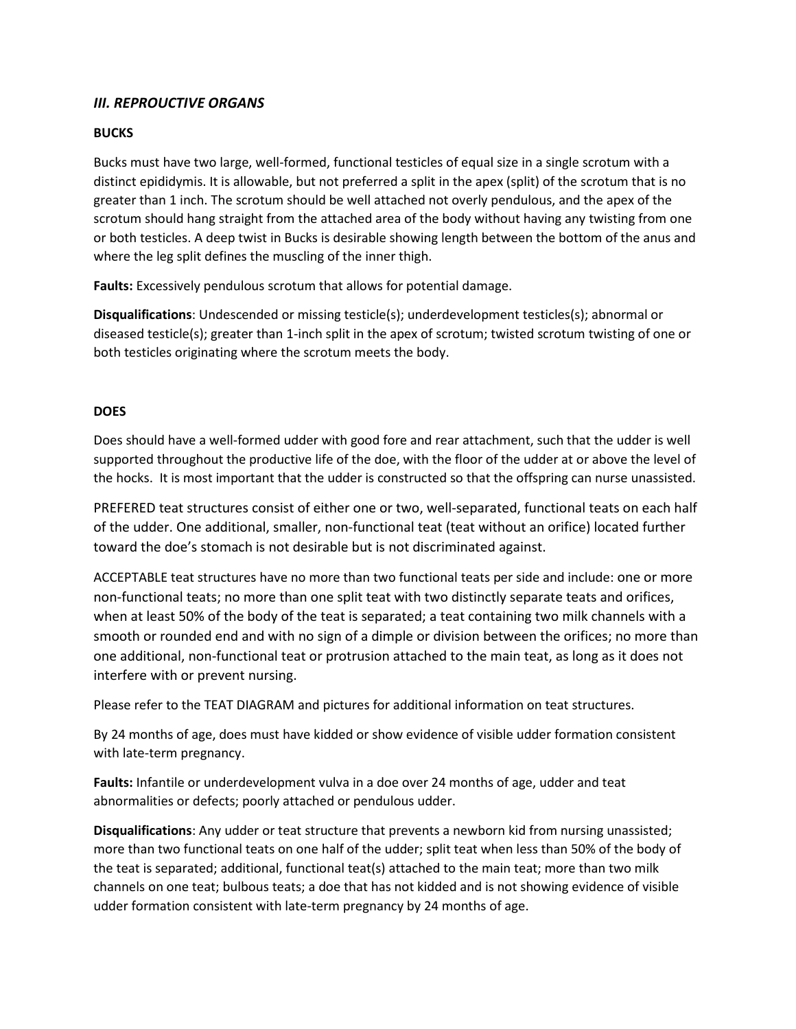### *III. REPROUCTIVE ORGANS*

**BUCKS**

Bucks must have two large, well-formed, functional testicles of equal size in a single scrotum with a distinct epididymis. It is allowable, but not preferred a split in the apex (split) of the scrotum that is no greater than 1 inch. The scrotum should be well attached not overly pendulous, and the apex of the scrotum should hang straight from the attached area of the body without having any twisting from one or both testicles. A deep twist in Bucks is desirable showing length between the bottom of the anus and where the leg split defines the muscling of the inner thigh.

**Faults:** Excessively pendulous scrotum that allows for potential damage.

**Disqualifications**: Undescended or missing testicle(s); underdevelopment testicles(s); abnormal or diseased testicle(s); greater than 1-inch split in the apex of scrotum; twisted scrotum twisting of one or both testicles originating where the scrotum meets the body.

**DOES**

Does should have a well-formed udder with good fore and rear attachment, such that the udder is well supported throughout the productive life of the doe, with the floor of the udder at or above the level of the hocks. It is most important that the udder is constructed so that the offspring can nurse unassisted.

PREFERED teat structures consist of either one or two, well-separated, functional teats on each half of the udder. One additional, smaller, non-functional teat (teat without an orifice) located further toward the doe's stomach is not desirable but is not discriminated against.

ACCEPTABLE teat structures have no more than two functional teats per side and include: one or more non-functional teats; no more than one split teat with two distinctly separate teats and orifices, when at least 50% of the body of the teat is separated; a teat containing two milk channels with a smooth or rounded end and with no sign of a dimple or division between the orifices; no more than one additional, non-functional teat or protrusion attached to the main teat, as long as it does not interfere with or prevent nursing.

Please refer to the TEAT DIAGRAM and pictures for additional information on teat structures.

By 24 months of age, does must have kidded or show evidence of visible udder formation consistent with late-term pregnancy.

**Faults:** Infantile or underdevelopment vulva in a doe over 24 months of age, udder and teat abnormalities or defects; poorly attached or pendulous udder.

**Disqualifications**: Any udder or teat structure that prevents a newborn kid from nursing unassisted; more than two functional teats on one half of the udder; split teat when less than 50% of the body of the teat is separated; additional, functional teat(s) attached to the main teat; more than two milk channels on one teat; bulbous teats; a doe that has not kidded and is not showing evidence of visible udder formation consistent with late-term pregnancy by 24 months of age.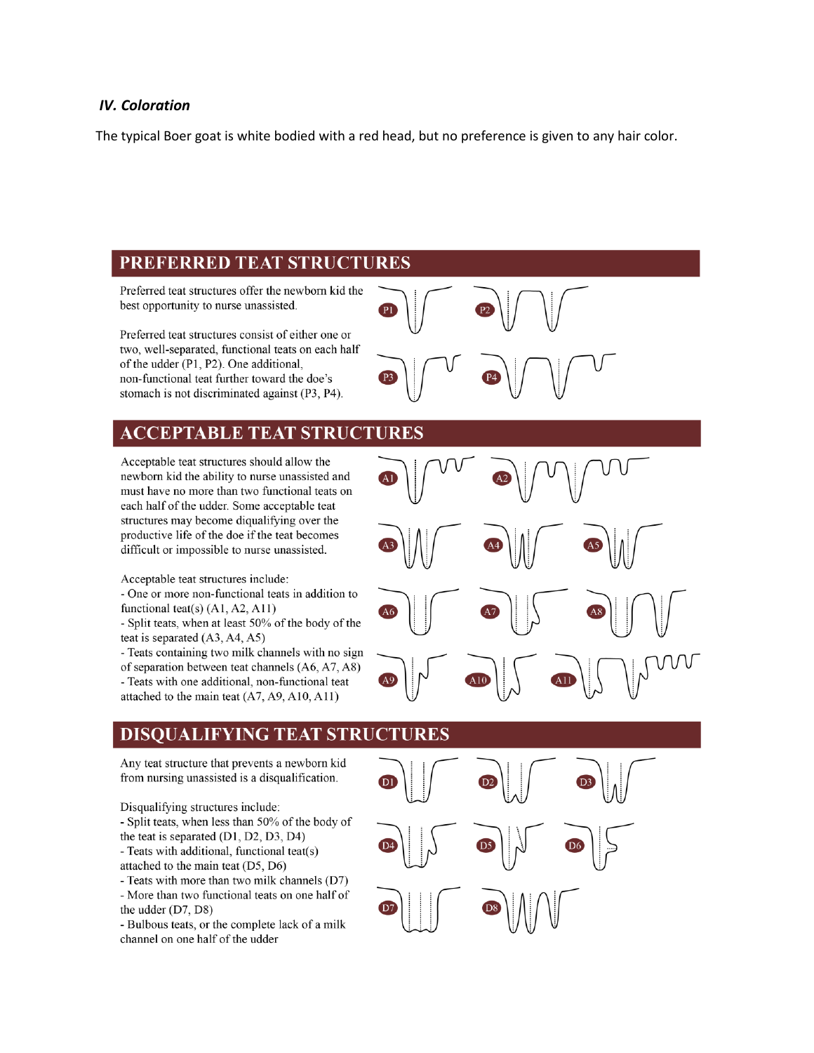### *IV. Coloration*

The typical Boer goat is white bodied with a red head, but no preference is given to any hair color.

## PREFERRED TEAT STRUCTURES

Preferred teat structures offer the newborn kid the best opportunity to nurse unassisted.

Preferred teat structures consist of either one or two, well-separated, functional teats on each half of the udder (P1, P2). One additional, non-functional teat further toward the doe's stomach is not discriminated against (P3, P4).

P1 P2 P3 P4

## ACCEPTABLE TEAT STRUCTURES

Acceptable teat structures should allow the newborn kid the ability to nurse unassisted and must have no more than two functional teats on each half of the udder. Some acceptable teat structures may become disqualifying over the productive life of the doe if the teat becomes difficult or impossible to nurse unassisted.

Acceptable teat structures include:

- One or more non-functional teats in addition to functional teat(s) (A1, A2, A11)
- Split teats, when at least 50% of the body of the teat is separated (A3, A4, A5)
- Teats containing two milk channels with no sign of separation between teat channels (A6, A7, A8)
- Teats with one additional, non-functional teat attached to the main teat (A7, A9, A10, A11)

A1 A2 A3 A4 A5 A6 A7 A8 A9 A10 A11

## DISQUALIFYING TEAT STRUCTURES

Any teat structure that prevents a newborn kid from nursing unassisted is a disqualification.

Disqualifying structures include:

- Split teats, when less than 50% of the body of the teat is separated (D1, D2, D3, D4)
- Teats with additional, functional teat(s) attached to the main teat (D5, D6)
- Teats with more than two milk channels (D7)
- More than two functional teats on one half of the udder (D7, D8)
- Bulbous teats, or the complete lack of a milk channel on one half of the udder

D1 D2 D3 D4 D5 D6 D7 D8